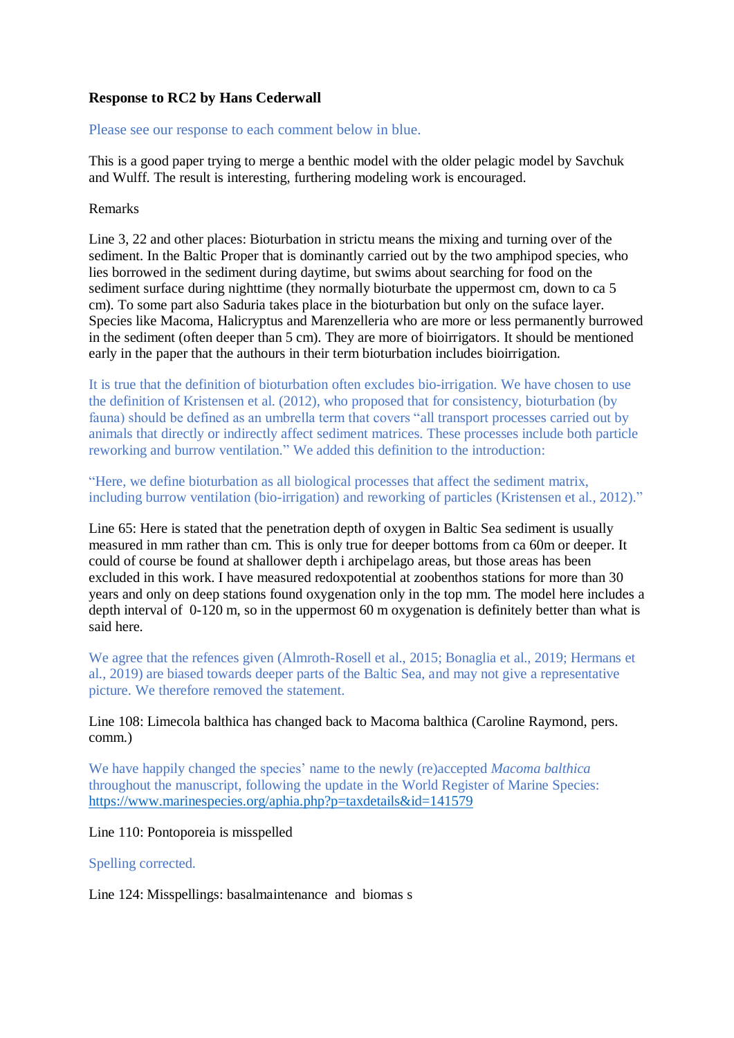**Response to RC2 by Hans Cederwall**

Please see our response to each comment below in blue.

This is a good paper trying to merge a benthic model with the older pelagic model by Savchuk and Wulff. The result is interesting, furthering modeling work is encouraged.

Remarks

Line 3, 22 and other places: Bioturbation in strictu means the mixing and turning over of the sediment. In the Baltic Proper that is dominantly carried out by the two amphipod species, who lies borrowed in the sediment during daytime, but swims about searching for food on the sediment surface during nighttime (they normally bioturbate the uppermost cm, down to ca 5 cm). To some part also Saduria takes place in the bioturbation but only on the suface layer. Species like Macoma, Halicryptus and Marenzelleria who are more or less permanently burrowed in the sediment (often deeper than 5 cm). They are more of bioirrigators. It should be mentioned early in the paper that the authours in their term bioturbation includes bioirrigation.

It is true that the definition of bioturbation often excludes bio-irrigation. We have chosen to use the definition of Kristensen et al. (2012), who proposed that for consistency, bioturbation (by fauna) should be defined as an umbrella term that covers "all transport processes carried out by animals that directly or indirectly affect sediment matrices. These processes include both particle reworking and burrow ventilation." We added this definition to the introduction:

"Here, we define bioturbation as all biological processes that affect the sediment matrix, including burrow ventilation (bio-irrigation) and reworking of particles (Kristensen et al., 2012)."

Line 65: Here is stated that the penetration depth of oxygen in Baltic Sea sediment is usually measured in mm rather than cm. This is only true for deeper bottoms from ca 60m or deeper. It could of course be found at shallower depth i archipelago areas, but those areas has been excluded in this work. I have measured redoxpotential at zoobenthos stations for more than 30 years and only on deep stations found oxygenation only in the top mm. The model here includes a depth interval of 0-120 m, so in the uppermost 60 m oxygenation is definitely better than what is said here.

We agree that the refences given (Almroth-Rosell et al., 2015; Bonaglia et al., 2019; Hermans et al., 2019) are biased towards deeper parts of the Baltic Sea, and may not give a representative picture. We therefore removed the statement.

Line 108: Limecola balthica has changed back to Macoma balthica (Caroline Raymond, pers. comm.)

We have happily changed the species' name to the newly (re)accepted *Macoma balthica* throughout the manuscript, following the update in the World Register of Marine Species: https://www.marinespecies.org/aphia.php?p=taxdetails&id=141579

Line 110: Pontoporeia is misspelled

Spelling corrected.

Line 124: Misspellings: basalmaintenance and biomas s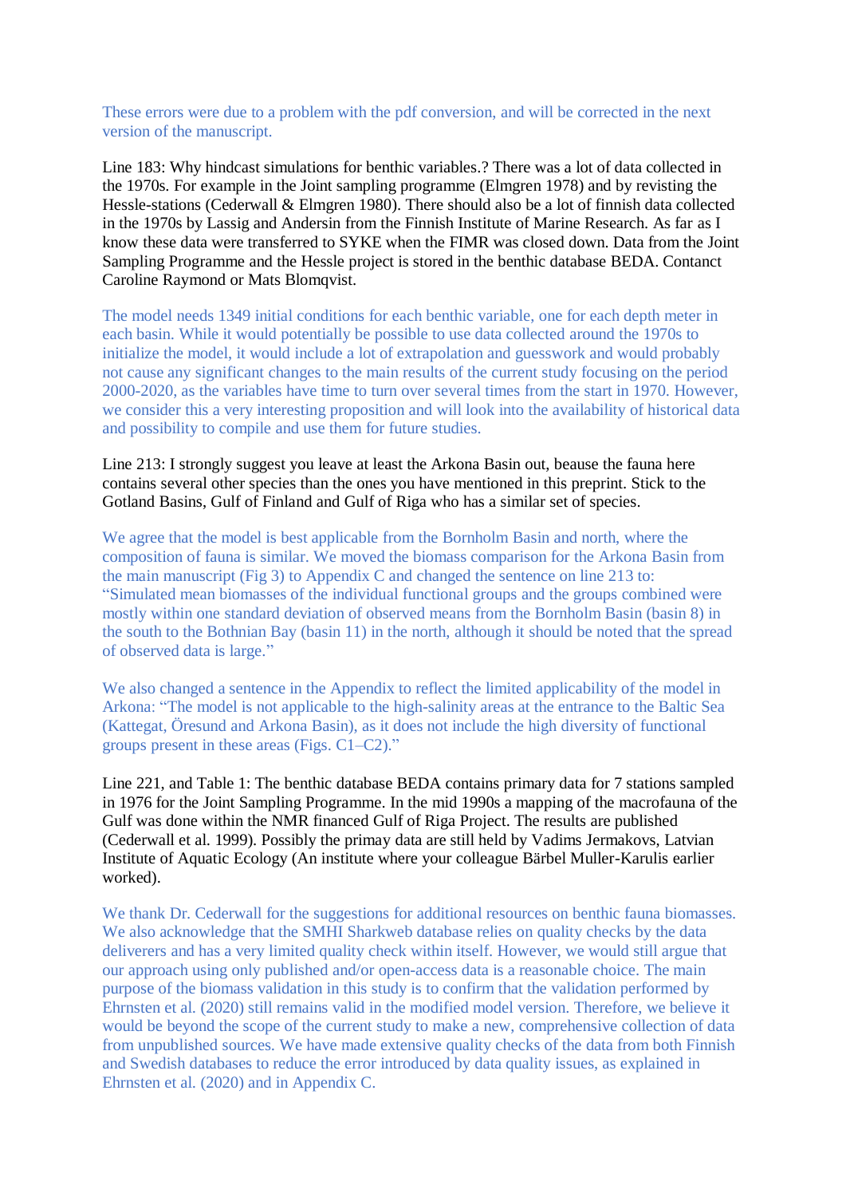These errors were due to a problem with the pdf conversion, and will be corrected in the next version of the manuscript.

Line 183: Why hindcast simulations for benthic variables.? There was a lot of data collected in the 1970s. For example in the Joint sampling programme (Elmgren 1978) and by revisting the Hessle-stations (Cederwall & Elmgren 1980). There should also be a lot of finnish data collected in the 1970s by Lassig and Andersin from the Finnish Institute of Marine Research. As far as I know these data were transferred to SYKE when the FIMR was closed down. Data from the Joint Sampling Programme and the Hesse project is stored in the benthic database BEDA. Contanct Caroline Raymond or Mats Blomqvist.

The model needs 1349 initial conditions for each benthic variable, one for each depth meter in each basin. While it would potentially be possible to use data collected around the 1970s to initialize the model, it would include a lot of extrapolation and guesswork and would probably not cause any significant changes to the main results of the current study focusing on the period 2000-2020, as the variables have time to turn over several times from the start in 1970. However, we consider this a very interesting proposition and will look into the availability of historical data and possibility to compile and use them for future studies.

Line 213: I strongly suggest you leave at least the Arkona Basin out, beause the fauna here contains several other species than the ones you have mentioned in this preprint. Stick to the Gotland Basins, Gulf of Finland and Gulf of Riga who has a similar set of species.

We agree that the model is best applicable from the Bornholm Basin and north, where the composition of fauna is similar. We moved the biomass comparison for the Arkona Basin from the main manuscript (Fig 3) to Appendix C and changed the sentence on line 213 to: "Simulated mean biomasses of the individual functional groups and the groups combined were mostly within one standard deviation of observed means from the Bornholm Basin (basin 8) in the south to the Bothnian Bay (basin 11) in the north, although it should be noted that the spread of observed data is large."

We also changed a sentence in the Appendix to reflect the limited applicability of the model in Arkona: "The model is not applicable to the high-salinity areas at the entrance to the Baltic Sea (Kattegat, Öresund and Arkona Basin), as it does not include the high diversity of functional groups present in these areas (Figs. C1–C2)."

Line 221, and Table 1: The benthic database BEDA contains primary data for 7 stations sampled in 1976 for the Joint Sampling Programme. In the mid 1990s a mapping of the macrofauna of the Gulf was done within the NMR financed Gulf of Riga Project. The results are published (Cederwall et al. 1999). Possibly the primay data are still held by Vadims Jermakovs, Latvian Institute of Aquatic Ecology (An institute where your colleague Bärbel Muller-Karulis earlier worked).

We thank Dr. Cederwall for the suggestions for additional resources on benthic fauna biomasses. We also acknowledge that the SMHI Sharkweb database relies on quality checks by the data deliverers and has a very limited quality check within itself. However, we would still argue that our approach using only published and/or open-access data is a reasonable choice. The main purpose of the biomass validation in this study is to confirm that the validation performed by Ehrnsten et al. (2020) still remains valid in the modified model version. Therefore, we believe it would be beyond the scope of the current study to make a new, comprehensive collection of data from unpublished sources. We have made extensive quality checks of the data from both Finnish and Swedish databases to reduce the error introduced by data quality issues, as explained in Ehrnsten et al. (2020) and in Appendix C.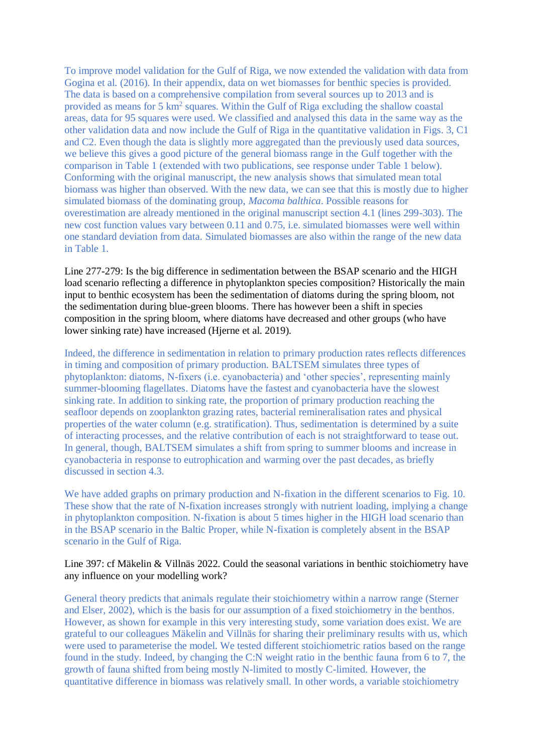To improve model validation for the Gulf of Riga, we now extended the validation with data from Gogina et al. (2016). In their appendix, data on wet biomasses for benthic species is provided. The data is based on a comprehensive compilation from several sources up to 2013 and is provided as means for 5 km$^2$ squares. Within the Gulf of Riga excluding the shallow coastal areas, data for 95 squares were used. We classified and analysed this data in the same way as the other validation data and now include the Gulf of Riga in the quantitative validation in Figs. 3, C1 and C2. Even though the data is slightly more aggregated than the previously used data sources, we believe this gives a good picture of the general biomass range in the Gulf together with the comparison in Table 1 (extended with two publications, see response under Table 1 below). Conforming with the original manuscript, the new analysis shows that simulated mean total biomass was higher than observed. With the new data, we can see that this is mostly due to higher simulated biomass of the dominating group, *Macoma balthica*. Possible reasons for overestimation are already mentioned in the original manuscript section 4.1 (lines 299-303). The new cost function values vary between 0.11 and 0.75, i.e. simulated biomasses were well within one standard deviation from data. Simulated biomasses are also within the range of the new data in Table 1.

Line 277-279: Is the big difference in sedimentation between the BSAP scenario and the HIGH load scenario reflecting a difference in phytoplankton species composition? Historically the main input to benthic ecosystem has been the sedimentation of diatoms during the spring bloom, not the sedimentation during blue-green blooms. There has however been a shift in species composition in the spring bloom, where diatoms have decreased and other groups (who have lower sinking rate) have increased (Hjerne et al. 2019).

Indeed, the difference in sedimentation in relation to primary production rates reflects differences in timing and composition of primary production. BALTSEM simulates three types of phytoplankton: diatoms, N-fixers (i.e. cyanobacteria) and 'other species', representing mainly summer-blooming flagellates. Diatoms have the fastest and cyanobacteria have the slowest sinking rate. In addition to sinking rate, the proportion of primary production reaching the seafloor depends on zooplankton grazing rates, bacterial remineralisation rates and physical properties of the water column (e.g. stratification). Thus, sedimentation is determined by a suite of interacting processes, and the relative contribution of each is not straightforward to tease out. In general, though, BALTSEM simulates a shift from spring to summer blooms and increase in cyanobacteria in response to eutrophication and warming over the past decades, as briefly discussed in section 4.3.

We have added graphs on primary production and N-fixation in the different scenarios to Fig. 10. These show that the rate of N-fixation increases strongly with nutrient loading, implying a change in phytoplankton composition. N-fixation is about 5 times higher in the HIGH load scenario than in the BSAP scenario in the Baltic Proper, while N-fixation is completely absent in the BSAP scenario in the Gulf of Riga.

Line 397: cf Mäkelin & Villnäs 2022. Could the seasonal variations in benthic stoichiometry have any influence on your modelling work?

General theory predicts that animals regulate their stoichiometry within a narrow range (Sterner and Elser, 2002), which is the basis for our assumption of a fixed stoichiometry in the benthos. However, as shown for example in this very interesting study, some variation does exist. We are grateful to our colleagues Mäkelin and Villnäs for sharing their preliminary results with us, which were used to parameterise the model. We tested different stoichiometric ratios based on the range found in the study. Indeed, by changing the C:N weight ratio in the benthic fauna from 6 to 7, the growth of fauna shifted from being mostly N-limited to mostly C-limited. However, the quantitative difference in biomass was relatively small. In other words, a variable stoichiometry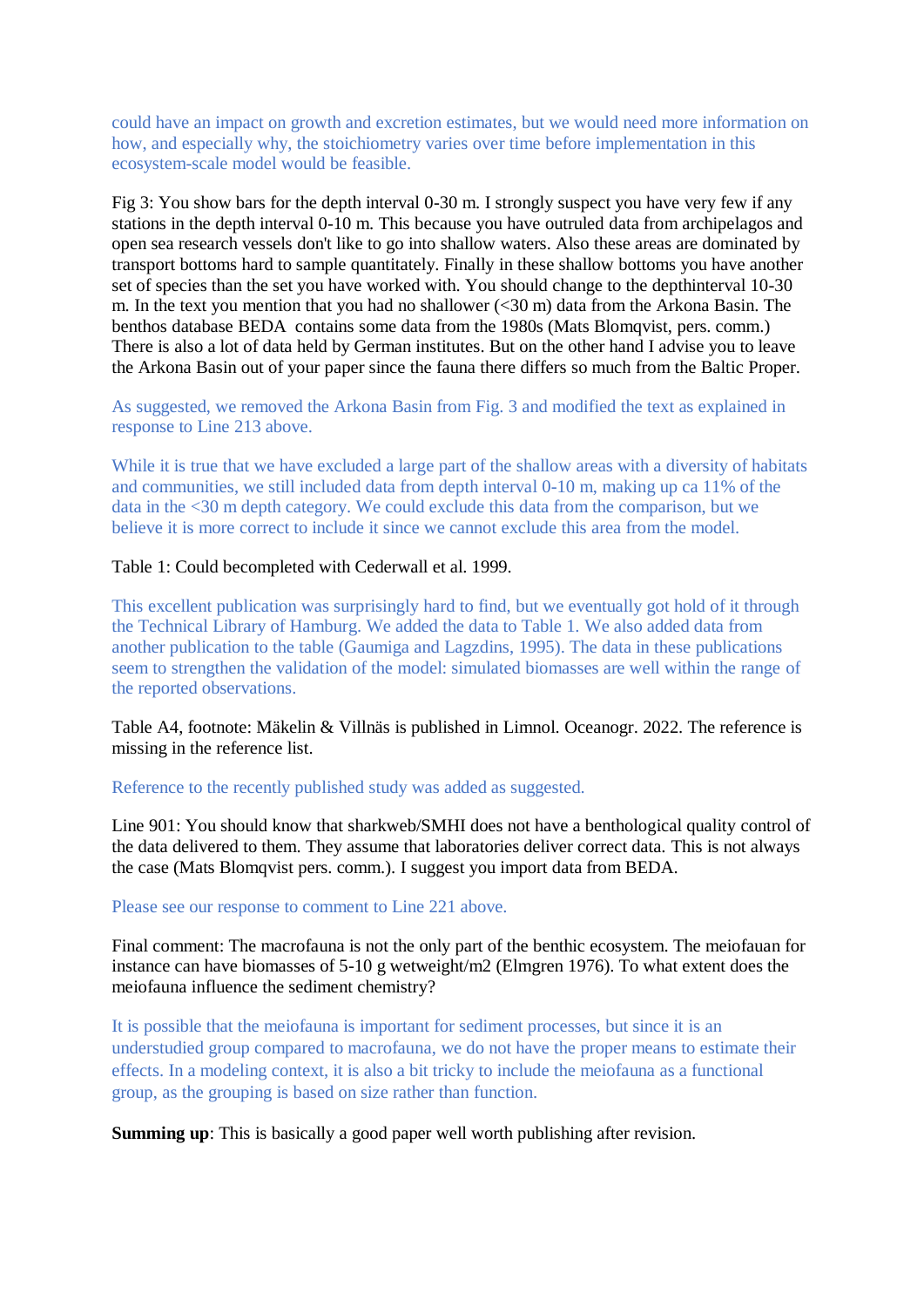could have an impact on growth and excretion estimates, but we would need more information on how, and especially why, the stoichiometry varies over time before implementation in this ecosystem-scale model would be feasible.

Fig 3: You show bars for the depth interval 0-30 m. I strongly suspect you have very few if any stations in the depth interval 0-10 m. This because you have outruled data from archipelagos and open sea research vessels don't like to go into shallow waters. Also these areas are dominated by transport bottoms hard to sample quantitately. Finally in these shallow bottoms you have another set of species than the set you have worked with. You should change to the depthinterval 10-30 m. In the text you mention that you had no shallower (<30 m) data from the Arkona Basin. The benthos database BEDA contains some data from the 1980s (Mats Blomqvist, pers. comm.) There is also a lot of data held by German institutes. But on the other hand I advise you to leave the Arkona Basin out of your paper since the fauna there differs so much from the Baltic Proper.

As suggested, we removed the Arkona Basin from Fig. 3 and modified the text as explained in response to Line 213 above.

While it is true that we have excluded a large part of the shallow areas with a diversity of habitats and communities, we still included data from depth interval 0-10 m, making up ca 11% of the data in the <30 m depth category. We could exclude this data from the comparison, but we believe it is more correct to include it since we cannot exclude this area from the model.

Table 1: Could becompleted with Cederwall et al. 1999.

This excellent publication was surprisingly hard to find, but we eventually got hold of it through the Technical Library of Hamburg. We added the data to Table 1. We also added data from another publication to the table (Gaumiga and Lagzdins, 1995). The data in these publications seem to strengthen the validation of the model: simulated biomasses are well within the range of the reported observations.

Table A4, footnote: Mäkelin & Villnäs is published in Limnol. Oceanogr. 2022. The reference is missing in the reference list.

Reference to the recently published study was added as suggested.

Line 901: You should know that sharkweb/SMHI does not have a benthological quality control of the data delivered to them. They assume that laboratories deliver correct data. This is not always the case (Mats Blomqvist pers. comm.). I suggest you import data from BEDA.

Please see our response to comment to Line 221 above.

Final comment: The macrofauna is not the only part of the benthic ecosystem. The meiofauan for instance can have biomasses of 5-10 g wetweight/m2 (Elmgren 1976). To what extent does the meiofauna influence the sediment chemistry?

It is possible that the meiofauna is important for sediment processes, but since it is an understudied group compared to macrofauna, we do not have the proper means to estimate their effects. In a modeling context, it is also a bit tricky to include the meiofauna as a functional group, as the grouping is based on size rather than function.

**Summing up**: This is basically a good paper well worth publishing after revision.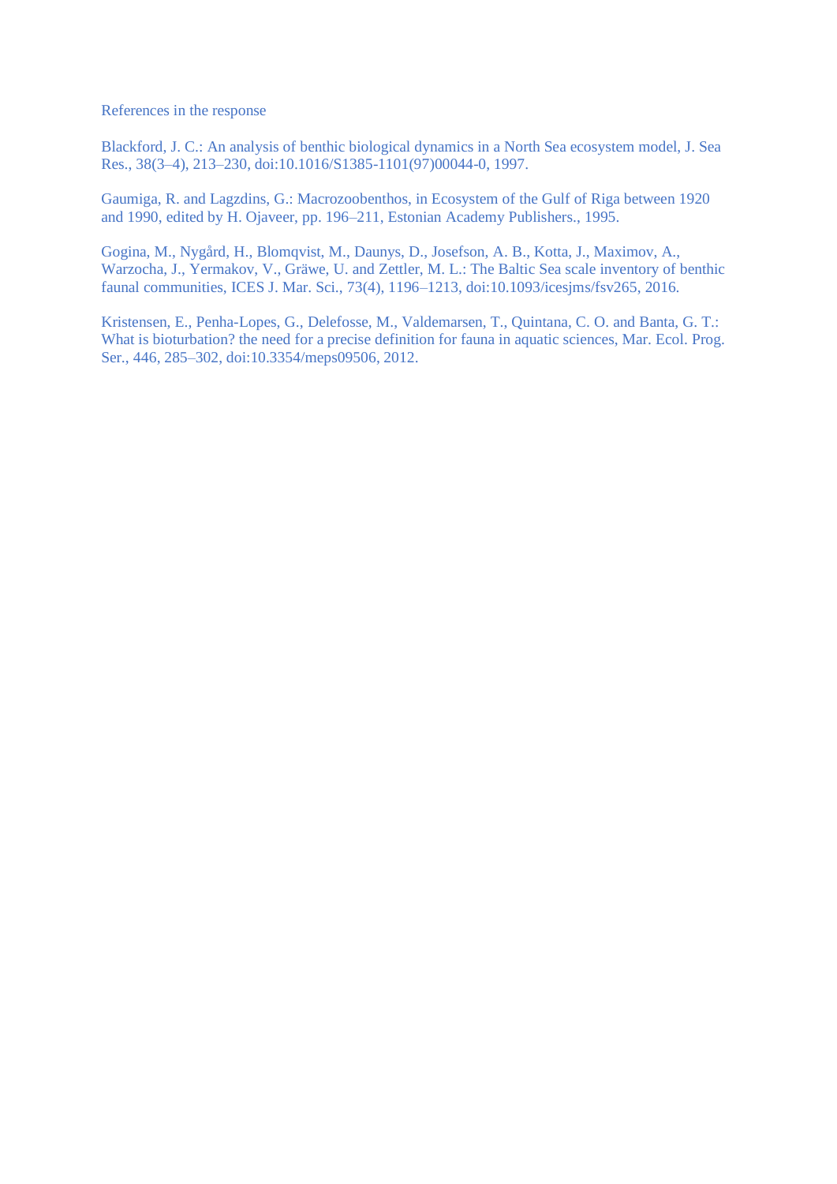References in the response

Blackford, J. C.: An analysis of benthic biological dynamics in a North Sea ecosystem model, J. Sea Res., 38(3–4), 213–230, doi:10.1016/S1385-1101(97)00044-0, 1997.

Gaumiga, R. and Lagzdins, G.: Macrozoobenthos, in Ecosystem of the Gulf of Riga between 1920 and 1990, edited by H. Ojaveer, pp. 196–211, Estonian Academy Publishers., 1995.

Gogina, M., Nygård, H., Blomqvist, M., Daunys, D., Josefson, A. B., Kotta, J., Maximov, A., Warzocha, J., Yermakov, V., Gräwe, U. and Zettler, M. L.: The Baltic Sea scale inventory of benthic faunal communities, ICES J. Mar. Sci., 73(4), 1196–1213, doi:10.1093/icesjms/fsv265, 2016.

Kristensen, E., Penha-Lopes, G., Delefosse, M., Valdemarsen, T., Quintana, C. O. and Banta, G. T.: What is bioturbation? the need for a precise definition for fauna in aquatic sciences, Mar. Ecol. Prog. Ser., 446, 285–302, doi:10.3354/meps09506, 2012.